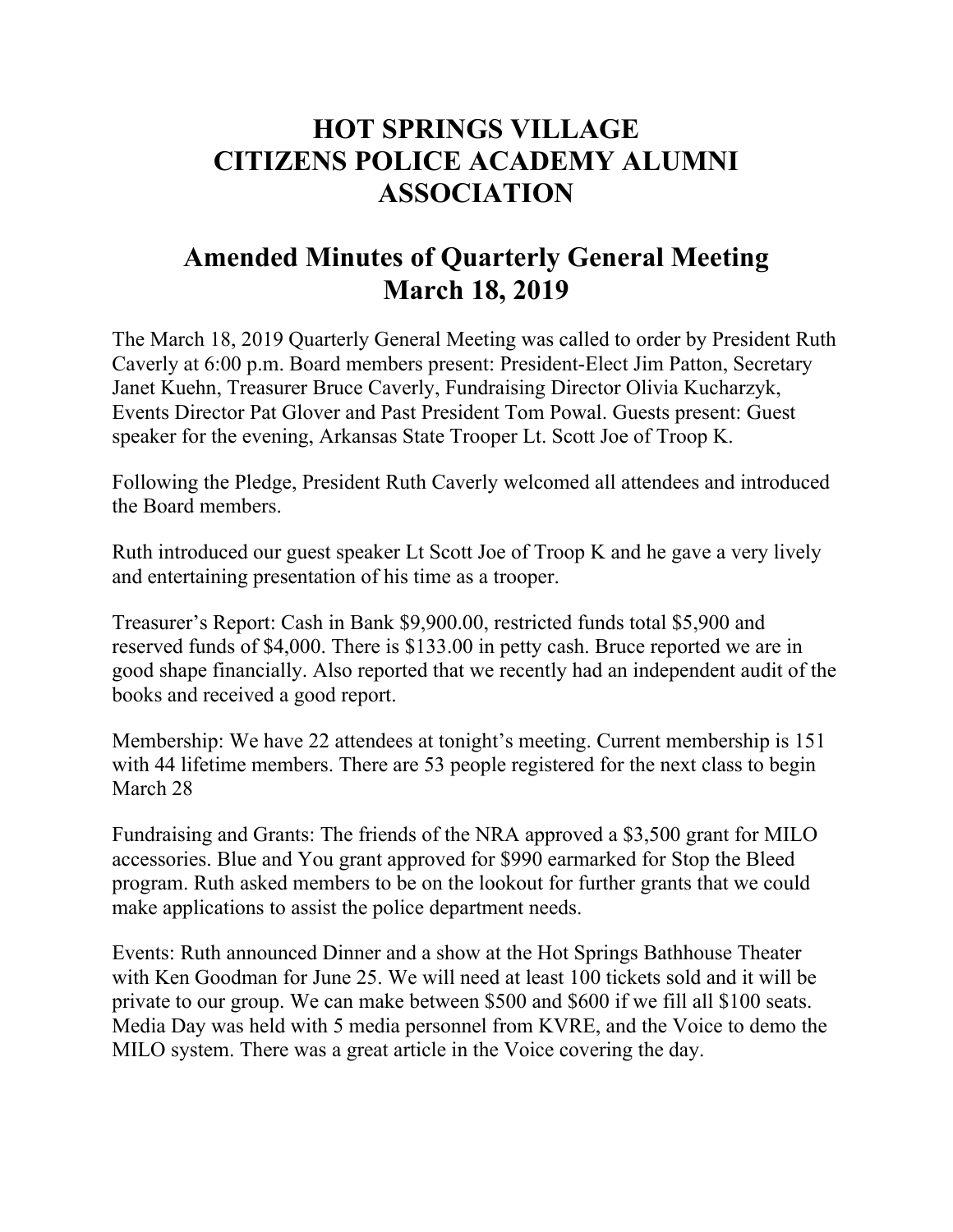# HOT SPRINGS VILLAGE CITIZENS POLICE ACADEMY ALUMNI ASSOCIATION

## Amended Minutes of Quarterly General Meeting March 18, 2019

The March 18, 2019 Quarterly General Meeting was called to order by President Ruth Caverly at 6:00 p.m. Board members present: President-Elect Jim Patton, Secretary Janet Kuehn, Treasurer Bruce Caverly, Fundraising Director Olivia Kucharzyk, Events Director Pat Glover and Past President Tom Powal. Guests present: Guest speaker for the evening, Arkansas State Trooper Lt. Scott Joe of Troop K.

Following the Pledge, President Ruth Caverly welcomed all attendees and introduced the Board members.

Ruth introduced our guest speaker Lt Scott Joe of Troop K and he gave a very lively and entertaining presentation of his time as a trooper.

Treasurer's Report: Cash in Bank $9,900.00, restricted funds total $5,900 and reserved funds of $4,000. There is $133.00 in petty cash. Bruce reported we are in good shape financially. Also reported that we recently had an independent audit of the books and received a good report.

Membership: We have 22 attendees at tonight's meeting. Current membership is 151 with 44 lifetime members. There are 53 people registered for the next class to begin March 28

Fundraising and Grants: The friends of the NRA approved a $3,500 grant for MILO accessories. Blue and You grant approved for $990 earmarked for Stop the Bleed program. Ruth asked members to be on the lookout for further grants that we could make applications to assist the police department needs.

Events: Ruth announced Dinner and a show at the Hot Springs Bathhouse Theater with Ken Goodman for June 25. We will need at least 100 tickets sold and it will be private to our group. We can make between $500 and $600 if we fill all $100 seats. Media Day was held with 5 media personnel from KVRE, and the Voice to demo the MILO system. There was a great article in the Voice covering the day.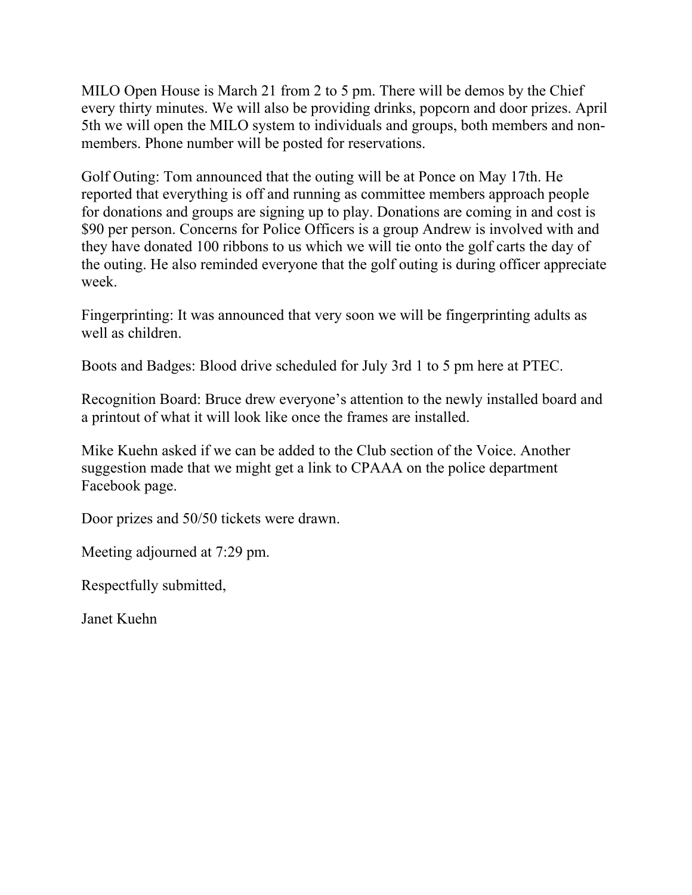MILO Open House is March 21 from 2 to 5 pm. There will be demos by the Chief every thirty minutes. We will also be providing drinks, popcorn and door prizes. April 5th we will open the MILO system to individuals and groups, both members and non-members. Phone number will be posted for reservations.

Golf Outing: Tom announced that the outing will be at Ponce on May 17th. He reported that everything is off and running as committee members approach people for donations and groups are signing up to play. Donations are coming in and cost is $90 per person. Concerns for Police Officers is a group Andrew is involved with and they have donated 100 ribbons to us which we will tie onto the golf carts the day of the outing. He also reminded everyone that the golf outing is during officer appreciate week.

Fingerprinting: It was announced that very soon we will be fingerprinting adults as well as children.

Boots and Badges: Blood drive scheduled for July 3rd 1 to 5 pm here at PTEC.

Recognition Board: Bruce drew everyone's attention to the newly installed board and a printout of what it will look like once the frames are installed.

Mike Kuehn asked if we can be added to the Club section of the Voice. Another suggestion made that we might get a link to CPAAA on the police department Facebook page.

Door prizes and 50/50 tickets were drawn.

Meeting adjourned at 7:29 pm.

Respectfully submitted,

Janet Kuehn